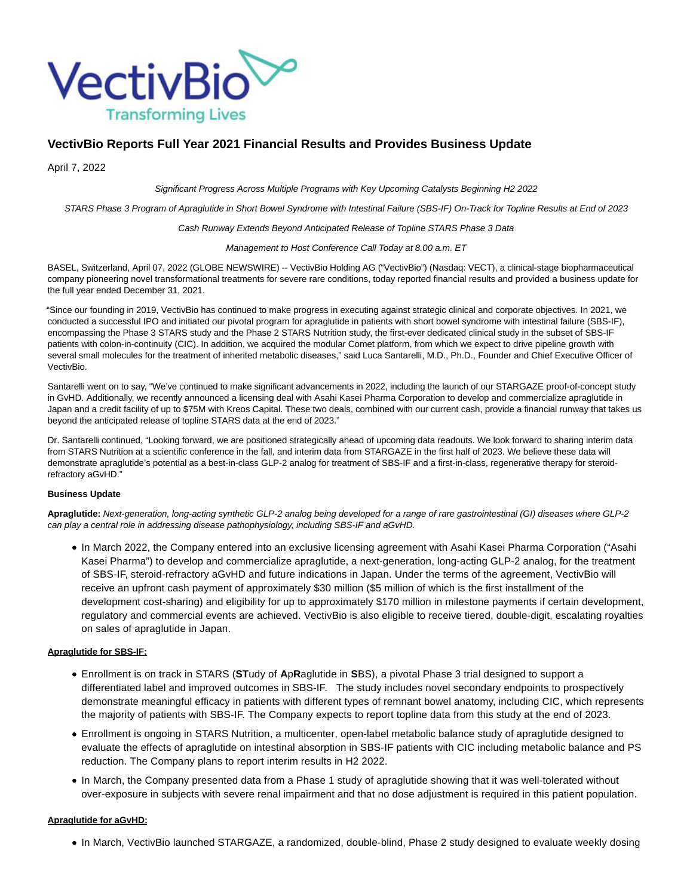VectivBio
Transforming Lives

# VectivBio Reports Full Year 2021 Financial Results and Provides Business Update

April 7, 2022

*Significant Progress Across Multiple Programs with Key Upcoming Catalysts Beginning H2 2022*

*STARS Phase 3 Program of Apraglutide in Short Bowel Syndrome with Intestinal Failure (SBS-IF) On-Track for Topline Results at End of 2023*

*Cash Runway Extends Beyond Anticipated Release of Topline STARS Phase 3 Data*

*Management to Host Conference Call Today at 8.00 a.m. ET*

BASEL, Switzerland, April 07, 2022 (GLOBE NEWSWIRE) -- VectivBio Holding AG ("VectivBio") (Nasdaq: VECT), a clinical-stage biopharmaceutical company pioneering novel transformational treatments for severe rare conditions, today reported financial results and provided a business update for the full year ended December 31, 2021.

"Since our founding in 2019, VectivBio has continued to make progress in executing against strategic clinical and corporate objectives. In 2021, we conducted a successful IPO and initiated our pivotal program for apraglutide in patients with short bowel syndrome with intestinal failure (SBS-IF), encompassing the Phase 3 STARS study and the Phase 2 STARS Nutrition study, the first-ever dedicated clinical study in the subset of SBS-IF patients with colon-in-continuity (CIC). In addition, we acquired the modular Comet platform, from which we expect to drive pipeline growth with several small molecules for the treatment of inherited metabolic diseases," said Luca Santarelli, M.D., Ph.D., Founder and Chief Executive Officer of VectivBio.

Santarelli went on to say, "We've continued to make significant advancements in 2022, including the launch of our STARGAZE proof-of-concept study in GvHD. Additionally, we recently announced a licensing deal with Asahi Kasei Pharma Corporation to develop and commercialize apraglutide in Japan and a credit facility of up to $75M with Kreos Capital. These two deals, combined with our current cash, provide a financial runway that takes us beyond the anticipated release of topline STARS data at the end of 2023."

Dr. Santarelli continued, "Looking forward, we are positioned strategically ahead of upcoming data readouts. We look forward to sharing interim data from STARS Nutrition at a scientific conference in the fall, and interim data from STARGAZE in the first half of 2023. We believe these data will demonstrate apraglutide's potential as a best-in-class GLP-2 analog for treatment of SBS-IF and a first-in-class, regenerative therapy for steroid-refractory aGvHD."

**Business Update**

**Apraglutide:** *Next-generation, long-acting synthetic GLP-2 analog being developed for a range of rare gastrointestinal (GI) diseases where GLP-2 can play a central role in addressing disease pathophysiology, including SBS-IF and aGvHD.*

- In March 2022, the Company entered into an exclusive licensing agreement with Asahi Kasei Pharma Corporation ("Asahi Kasei Pharma") to develop and commercialize apraglutide, a next-generation, long-acting GLP-2 analog, for the treatment of SBS-IF, steroid-refractory aGvHD and future indications in Japan. Under the terms of the agreement, VectivBio will receive an upfront cash payment of approximately $30 million ($5 million of which is the first installment of the development cost-sharing) and eligibility for up to approximately $170 million in milestone payments if certain development, regulatory and commercial events are achieved. VectivBio is also eligible to receive tiered, double-digit, escalating royalties on sales of apraglutide in Japan.

**Apraglutide for SBS-IF:**

- Enrollment is on track in STARS (**ST**udy of **A**p**R**aglutide in **S**BS), a pivotal Phase 3 trial designed to support a differentiated label and improved outcomes in SBS-IF. The study includes novel secondary endpoints to prospectively demonstrate meaningful efficacy in patients with different types of remnant bowel anatomy, including CIC, which represents the majority of patients with SBS-IF. The Company expects to report topline data from this study at the end of 2023.
- Enrollment is ongoing in STARS Nutrition, a multicenter, open-label metabolic balance study of apraglutide designed to evaluate the effects of apraglutide on intestinal absorption in SBS-IF patients with CIC including metabolic balance and PS reduction. The Company plans to report interim results in H2 2022.
- In March, the Company presented data from a Phase 1 study of apraglutide showing that it was well-tolerated without over-exposure in subjects with severe renal impairment and that no dose adjustment is required in this patient population.

**Apraglutide for aGvHD:**

- In March, VectivBio launched STARGAZE, a randomized, double-blind, Phase 2 study designed to evaluate weekly dosing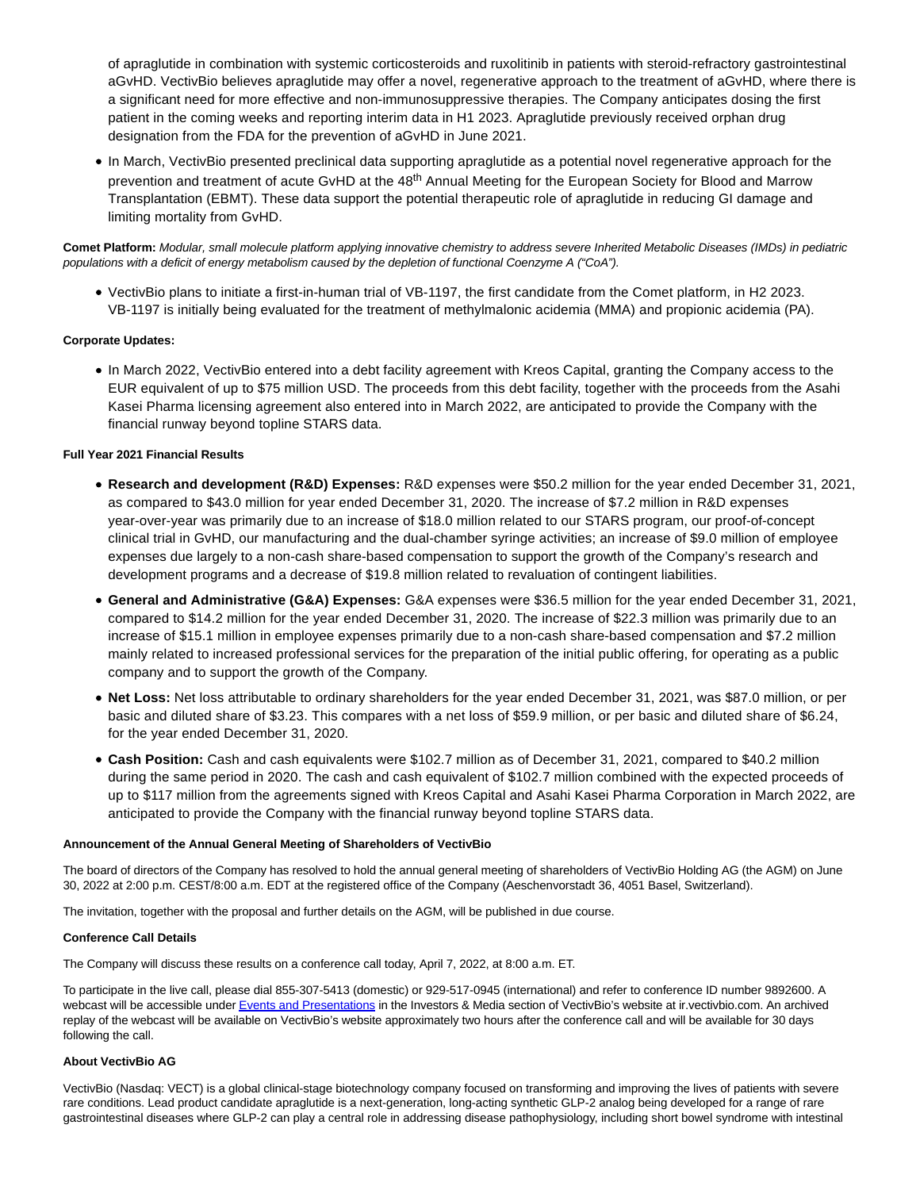of apraglutide in combination with systemic corticosteroids and ruxolitinib in patients with steroid-refractory gastrointestinal aGvHD. VectivBio believes apraglutide may offer a novel, regenerative approach to the treatment of aGvHD, where there is a significant need for more effective and non-immunosuppressive therapies. The Company anticipates dosing the first patient in the coming weeks and reporting interim data in H1 2023. Apraglutide previously received orphan drug designation from the FDA for the prevention of aGvHD in June 2021.

- In March, VectivBio presented preclinical data supporting apraglutide as a potential novel regenerative approach for the prevention and treatment of acute GvHD at the 48th Annual Meeting for the European Society for Blood and Marrow Transplantation (EBMT). These data support the potential therapeutic role of apraglutide in reducing GI damage and limiting mortality from GvHD.

**Comet Platform:** *Modular, small molecule platform applying innovative chemistry to address severe Inherited Metabolic Diseases (IMDs) in pediatric populations with a deficit of energy metabolism caused by the depletion of functional Coenzyme A ("CoA").*

- VectivBio plans to initiate a first-in-human trial of VB-1197, the first candidate from the Comet platform, in H2 2023. VB-1197 is initially being evaluated for the treatment of methylmalonic acidemia (MMA) and propionic acidemia (PA).

**Corporate Updates:**

- In March 2022, VectivBio entered into a debt facility agreement with Kreos Capital, granting the Company access to the EUR equivalent of up to $75 million USD. The proceeds from this debt facility, together with the proceeds from the Asahi Kasei Pharma licensing agreement also entered into in March 2022, are anticipated to provide the Company with the financial runway beyond topline STARS data.

**Full Year 2021 Financial Results**

- **Research and development (R&D) Expenses:** R&D expenses were $50.2 million for the year ended December 31, 2021, as compared to $43.0 million for year ended December 31, 2020. The increase of $7.2 million in R&D expenses year-over-year was primarily due to an increase of $18.0 million related to our STARS program, our proof-of-concept clinical trial in GvHD, our manufacturing and the dual-chamber syringe activities; an increase of $9.0 million of employee expenses due largely to a non-cash share-based compensation to support the growth of the Company's research and development programs and a decrease of $19.8 million related to revaluation of contingent liabilities.
- **General and Administrative (G&A) Expenses:** G&A expenses were $36.5 million for the year ended December 31, 2021, compared to $14.2 million for the year ended December 31, 2020. The increase of $22.3 million was primarily due to an increase of $15.1 million in employee expenses primarily due to a non-cash share-based compensation and $7.2 million mainly related to increased professional services for the preparation of the initial public offering, for operating as a public company and to support the growth of the Company.
- **Net Loss:** Net loss attributable to ordinary shareholders for the year ended December 31, 2021, was $87.0 million, or per basic and diluted share of $3.23. This compares with a net loss of $59.9 million, or per basic and diluted share of $6.24, for the year ended December 31, 2020.
- **Cash Position:** Cash and cash equivalents were $102.7 million as of December 31, 2021, compared to $40.2 million during the same period in 2020. The cash and cash equivalent of $102.7 million combined with the expected proceeds of up to $117 million from the agreements signed with Kreos Capital and Asahi Kasei Pharma Corporation in March 2022, are anticipated to provide the Company with the financial runway beyond topline STARS data.

**Announcement of the Annual General Meeting of Shareholders of VectivBio**

The board of directors of the Company has resolved to hold the annual general meeting of shareholders of VectivBio Holding AG (the AGM) on June 30, 2022 at 2:00 p.m. CEST/8:00 a.m. EDT at the registered office of the Company (Aeschenvorstadt 36, 4051 Basel, Switzerland).

The invitation, together with the proposal and further details on the AGM, will be published in due course.

**Conference Call Details**

The Company will discuss these results on a conference call today, April 7, 2022, at 8:00 a.m. ET.

To participate in the live call, please dial 855-307-5413 (domestic) or 929-517-0945 (international) and refer to conference ID number 9892600. A webcast will be accessible under Events and Presentations in the Investors & Media section of VectivBio's website at ir.vectivbio.com. An archived replay of the webcast will be available on VectivBio's website approximately two hours after the conference call and will be available for 30 days following the call.

**About VectivBio AG**

VectivBio (Nasdaq: VECT) is a global clinical-stage biotechnology company focused on transforming and improving the lives of patients with severe rare conditions. Lead product candidate apraglutide is a next-generation, long-acting synthetic GLP-2 analog being developed for a range of rare gastrointestinal diseases where GLP-2 can play a central role in addressing disease pathophysiology, including short bowel syndrome with intestinal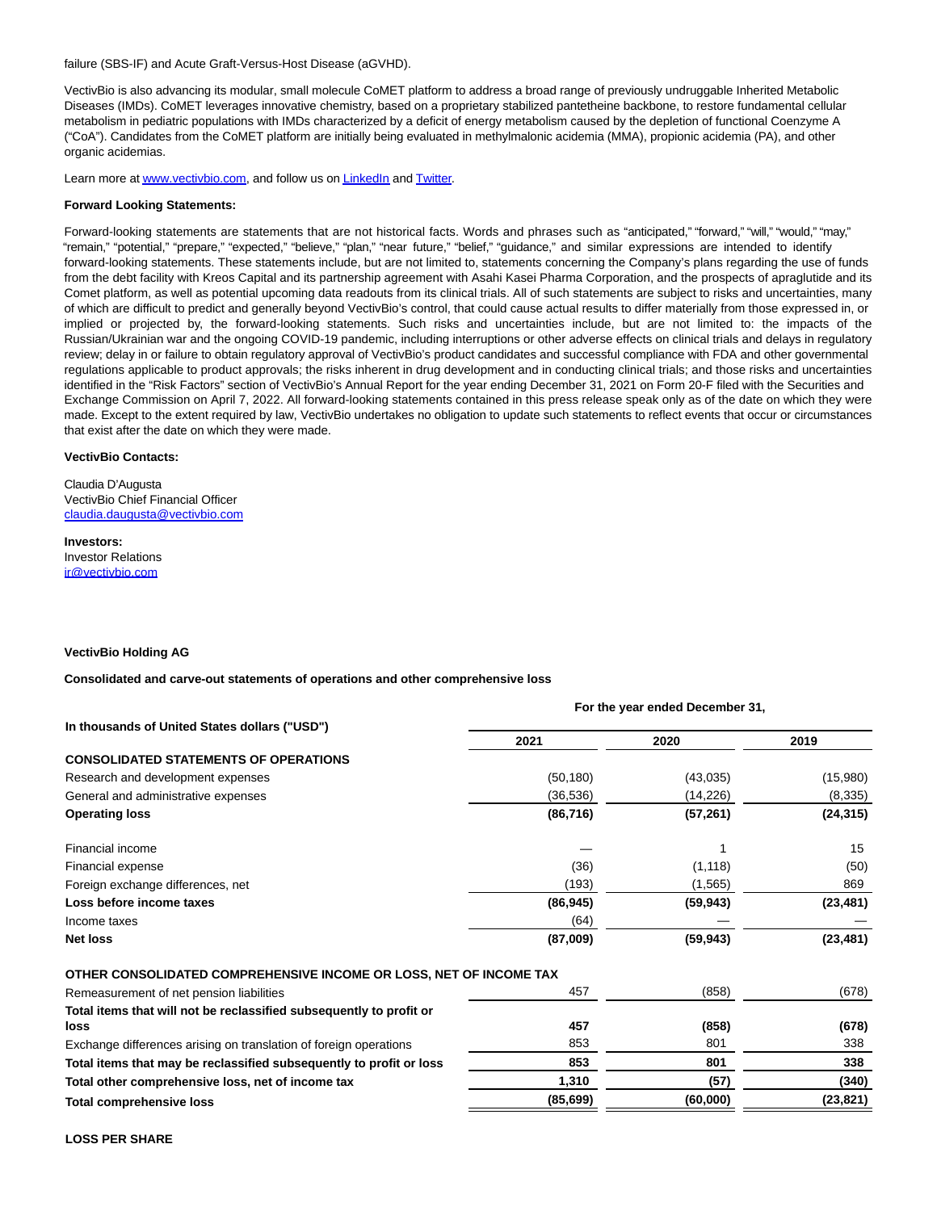failure (SBS-IF) and Acute Graft-Versus-Host Disease (aGVHD).

VectivBio is also advancing its modular, small molecule CoMET platform to address a broad range of previously undruggable Inherited Metabolic Diseases (IMDs). CoMET leverages innovative chemistry, based on a proprietary stabilized pantetheine backbone, to restore fundamental cellular metabolism in pediatric populations with IMDs characterized by a deficit of energy metabolism caused by the depletion of functional Coenzyme A ("CoA"). Candidates from the CoMET platform are initially being evaluated in methylmalonic acidemia (MMA), propionic acidemia (PA), and other organic acidemias.

Learn more at www.vectivbio.com, and follow us on LinkedIn and Twitter.

**Forward Looking Statements:**

Forward-looking statements are statements that are not historical facts. Words and phrases such as "anticipated," "forward," "will," "would," "may," "remain," "potential," "prepare," "expected," "believe," "plan," "near future," "belief," "guidance," and similar expressions are intended to identify forward-looking statements. These statements include, but are not limited to, statements concerning the Company's plans regarding the use of funds from the debt facility with Kreos Capital and its partnership agreement with Asahi Kasei Pharma Corporation, and the prospects of apraglutide and its Comet platform, as well as potential upcoming data readouts from its clinical trials. All of such statements are subject to risks and uncertainties, many of which are difficult to predict and generally beyond VectivBio's control, that could cause actual results to differ materially from those expressed in, or implied or projected by, the forward-looking statements. Such risks and uncertainties include, but are not limited to: the impacts of the Russian/Ukrainian war and the ongoing COVID-19 pandemic, including interruptions or other adverse effects on clinical trials and delays in regulatory review; delay in or failure to obtain regulatory approval of VectivBio's product candidates and successful compliance with FDA and other governmental regulations applicable to product approvals; the risks inherent in drug development and in conducting clinical trials; and those risks and uncertainties identified in the "Risk Factors" section of VectivBio's Annual Report for the year ending December 31, 2021 on Form 20-F filed with the Securities and Exchange Commission on April 7, 2022. All forward-looking statements contained in this press release speak only as of the date on which they were made. Except to the extent required by law, VectivBio undertakes no obligation to update such statements to reflect events that occur or circumstances that exist after the date on which they were made.

**VectivBio Contacts:**

Claudia D'Augusta
VectivBio Chief Financial Officer
claudia.daugusta@vectivbio.com

**Investors:**
Investor Relations
ir@vectivbio.com

**VectivBio Holding AG**

**Consolidated and carve-out statements of operations and other comprehensive loss**

| In thousands of United States dollars ("USD") | For the year ended December 31, | | |
|---|---|---|---|
| | 2021 | 2020 | 2019 |
| **CONSOLIDATED STATEMENTS OF OPERATIONS** | | | |
| Research and development expenses | (50,180) | (43,035) | (15,980) |
| General and administrative expenses | (36,536) | (14,226) | (8,335) |
| **Operating loss** | **(86,716)** | **(57,261)** | **(24,315)** |
| Financial income | — | 1 | 15 |
| Financial expense | (36) | (1,118) | (50) |
| Foreign exchange differences, net | (193) | (1,565) | 869 |
| **Loss before income taxes** | **(86,945)** | **(59,943)** | **(23,481)** |
| Income taxes | (64) | — | — |
| **Net loss** | **(87,009)** | **(59,943)** | **(23,481)** |
| **OTHER CONSOLIDATED COMPREHENSIVE INCOME OR LOSS, NET OF INCOME TAX** | | | |
| Remeasurement of net pension liabilities | 457 | (858) | (678) |
| **Total items that will not be reclassified subsequently to profit or loss** | **457** | **(858)** | **(678)** |
| Exchange differences arising on translation of foreign operations | 853 | 801 | 338 |
| **Total items that may be reclassified subsequently to profit or loss** | **853** | **801** | **338** |
| **Total other comprehensive loss, net of income tax** | **1,310** | **(57)** | **(340)** |
| **Total comprehensive loss** | **(85,699)** | **(60,000)** | **(23,821)** |

**LOSS PER SHARE**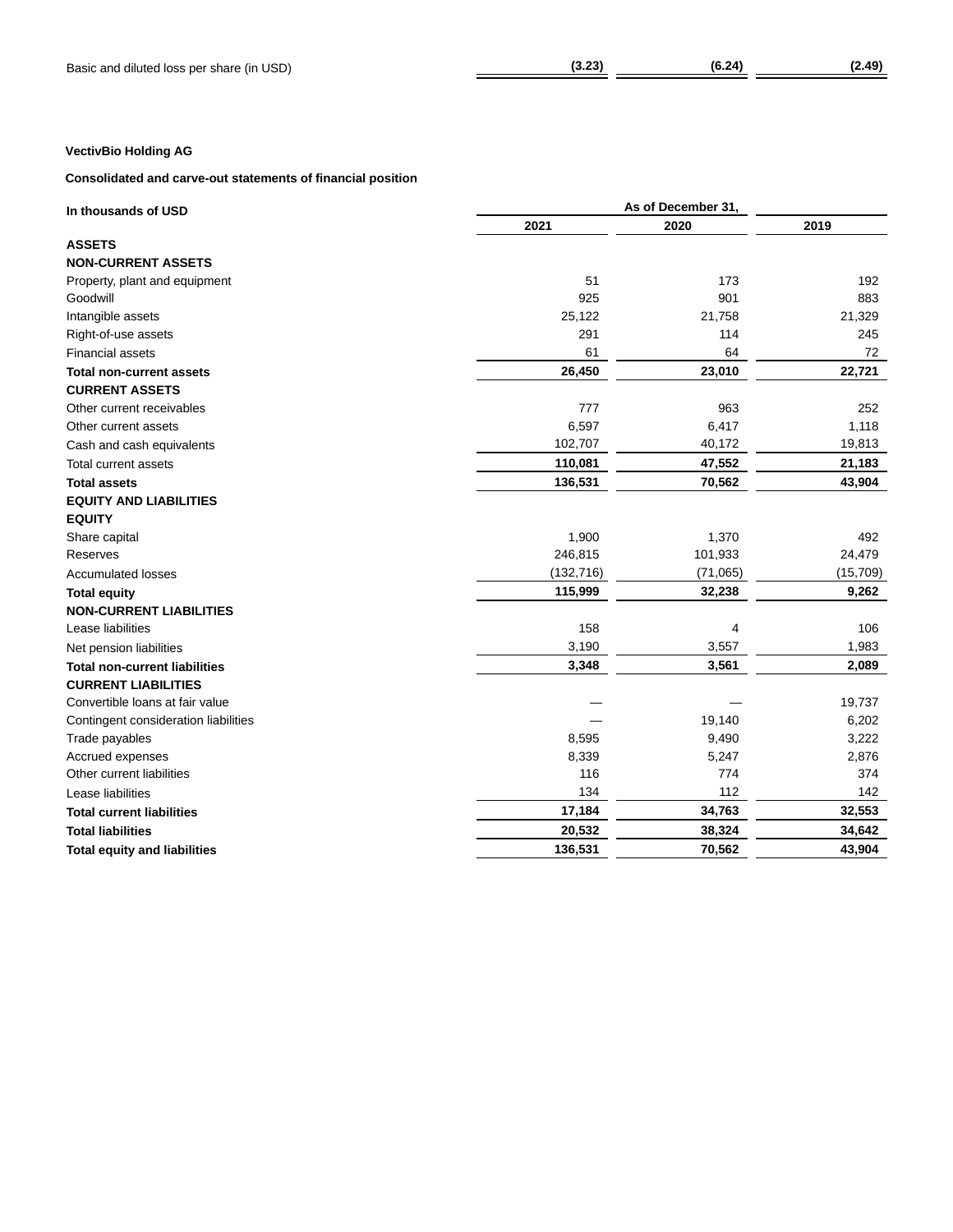| | | | |
|---|---|---|---|
| Basic and diluted loss per share (in USD) | **(3.23)** | **(6.24)** | **(2.49)** |

**VectivBio Holding AG**

**Consolidated and carve-out statements of financial position**

| **In thousands of USD** | **As of December 31,** | | |
|---|---|---|---|
| | **2021** | **2020** | **2019** |
| **ASSETS** | | | |
| **NON-CURRENT ASSETS** | | | |
| Property, plant and equipment | 51 | 173 | 192 |
| Goodwill | 925 | 901 | 883 |
| Intangible assets | 25,122 | 21,758 | 21,329 |
| Right-of-use assets | 291 | 114 | 245 |
| Financial assets | 61 | 64 | 72 |
| **Total non-current assets** | **26,450** | **23,010** | **22,721** |
| **CURRENT ASSETS** | | | |
| Other current receivables | 777 | 963 | 252 |
| Other current assets | 6,597 | 6,417 | 1,118 |
| Cash and cash equivalents | 102,707 | 40,172 | 19,813 |
| Total current assets | **110,081** | **47,552** | **21,183** |
| **Total assets** | **136,531** | **70,562** | **43,904** |
| **EQUITY AND LIABILITIES** | | | |
| **EQUITY** | | | |
| Share capital | 1,900 | 1,370 | 492 |
| Reserves | 246,815 | 101,933 | 24,479 |
| Accumulated losses | (132,716) | (71,065) | (15,709) |
| **Total equity** | **115,999** | **32,238** | **9,262** |
| **NON-CURRENT LIABILITIES** | | | |
| Lease liabilities | 158 | 4 | 106 |
| Net pension liabilities | 3,190 | 3,557 | 1,983 |
| **Total non-current liabilities** | **3,348** | **3,561** | **2,089** |
| **CURRENT LIABILITIES** | | | |
| Convertible loans at fair value | — | — | 19,737 |
| Contingent consideration liabilities | — | 19,140 | 6,202 |
| Trade payables | 8,595 | 9,490 | 3,222 |
| Accrued expenses | 8,339 | 5,247 | 2,876 |
| Other current liabilities | 116 | 774 | 374 |
| Lease liabilities | 134 | 112 | 142 |
| **Total current liabilities** | **17,184** | **34,763** | **32,553** |
| **Total liabilities** | **20,532** | **38,324** | **34,642** |
| **Total equity and liabilities** | **136,531** | **70,562** | **43,904** |